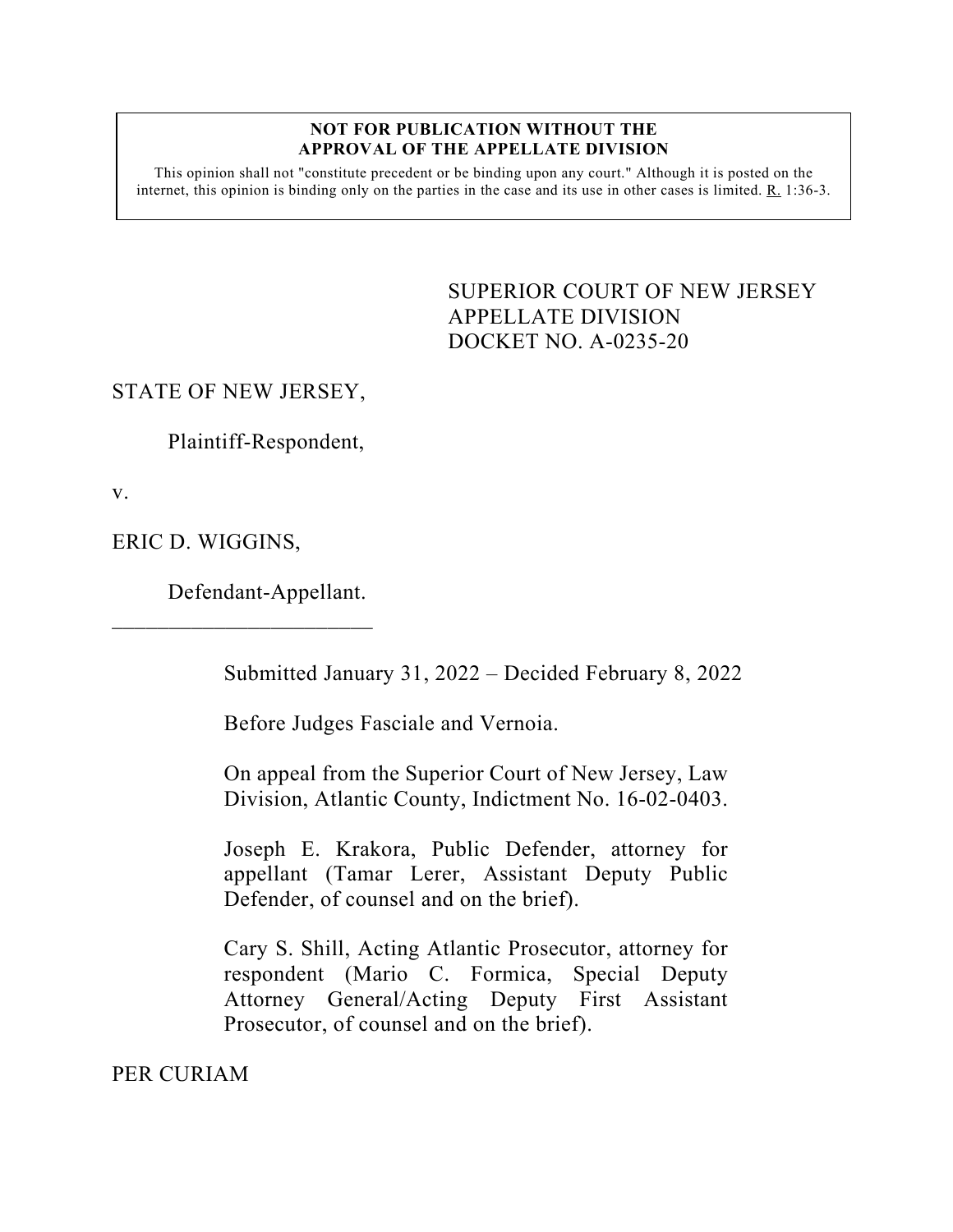**NOT FOR PUBLICATION WITHOUT THE APPROVAL OF THE APPELLATE DIVISION**

This opinion shall not "constitute precedent or be binding upon any court." Although it is posted on the internet, this opinion is binding only on the parties in the case and its use in other cases is limited. R. 1:36-3.

SUPERIOR COURT OF NEW JERSEY
APPELLATE DIVISION
DOCKET NO. A-0235-20

STATE OF NEW JERSEY,

Plaintiff-Respondent,

v.

ERIC D. WIGGINS,

Defendant-Appellant.

_______________________

Submitted January 31, 2022 – Decided February 8, 2022

Before Judges Fasciale and Vernoia.

On appeal from the Superior Court of New Jersey, Law Division, Atlantic County, Indictment No. 16-02-0403.

Joseph E. Krakora, Public Defender, attorney for appellant (Tamar Lerer, Assistant Deputy Public Defender, of counsel and on the brief).

Cary S. Shill, Acting Atlantic Prosecutor, attorney for respondent (Mario C. Formica, Special Deputy Attorney General/Acting Deputy First Assistant Prosecutor, of counsel and on the brief).

PER CURIAM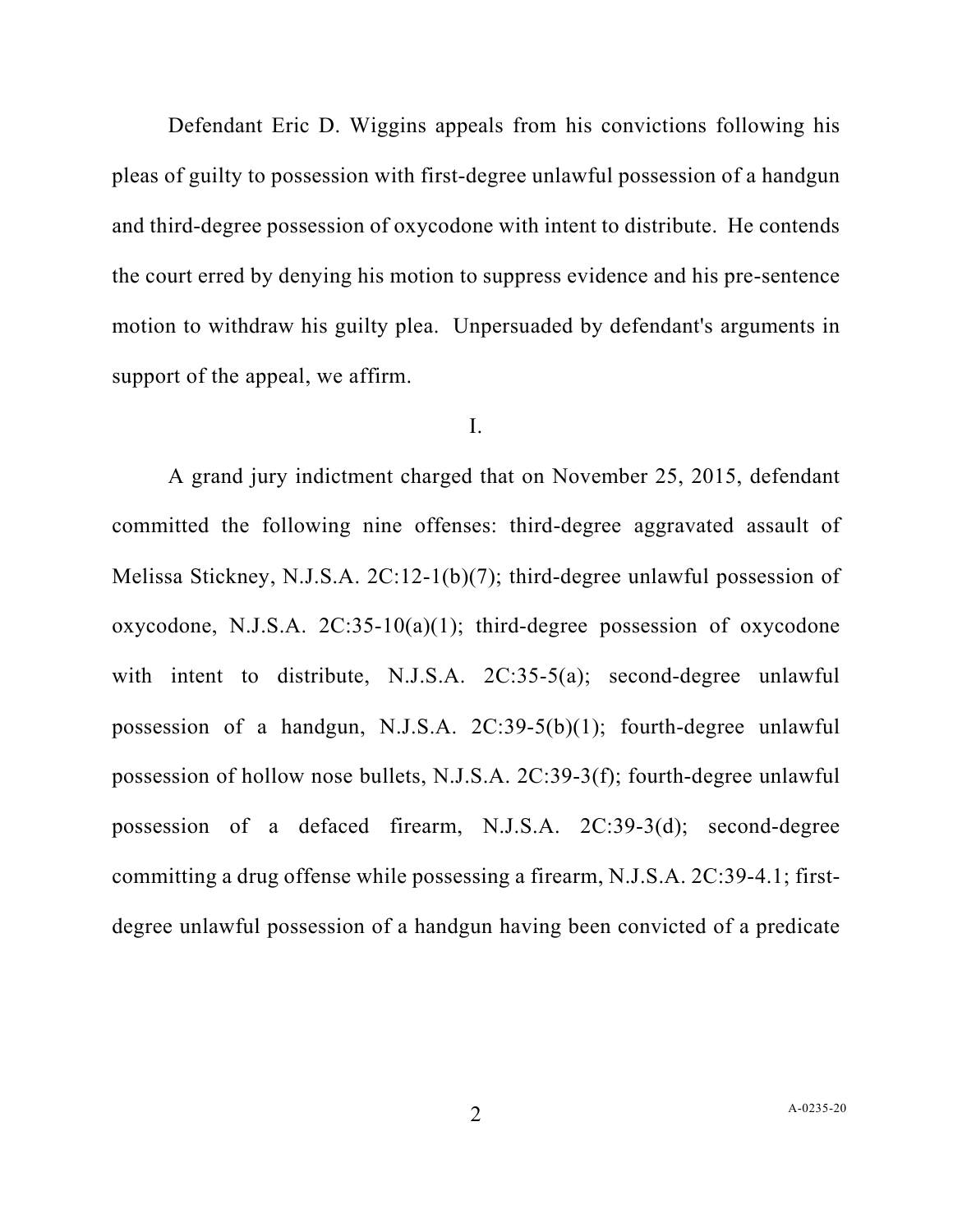Defendant Eric D. Wiggins appeals from his convictions following his pleas of guilty to possession with first-degree unlawful possession of a handgun and third-degree possession of oxycodone with intent to distribute. He contends the court erred by denying his motion to suppress evidence and his pre-sentence motion to withdraw his guilty plea. Unpersuaded by defendant's arguments in support of the appeal, we affirm.

I.

A grand jury indictment charged that on November 25, 2015, defendant committed the following nine offenses: third-degree aggravated assault of Melissa Stickney, N.J.S.A. 2C:12-1(b)(7); third-degree unlawful possession of oxycodone, N.J.S.A. 2C:35-10(a)(1); third-degree possession of oxycodone with intent to distribute, N.J.S.A. 2C:35-5(a); second-degree unlawful possession of a handgun, N.J.S.A. 2C:39-5(b)(1); fourth-degree unlawful possession of hollow nose bullets, N.J.S.A. 2C:39-3(f); fourth-degree unlawful possession of a defaced firearm, N.J.S.A. 2C:39-3(d); second-degree committing a drug offense while possessing a firearm, N.J.S.A. 2C:39-4.1; first-degree unlawful possession of a handgun having been convicted of a predicate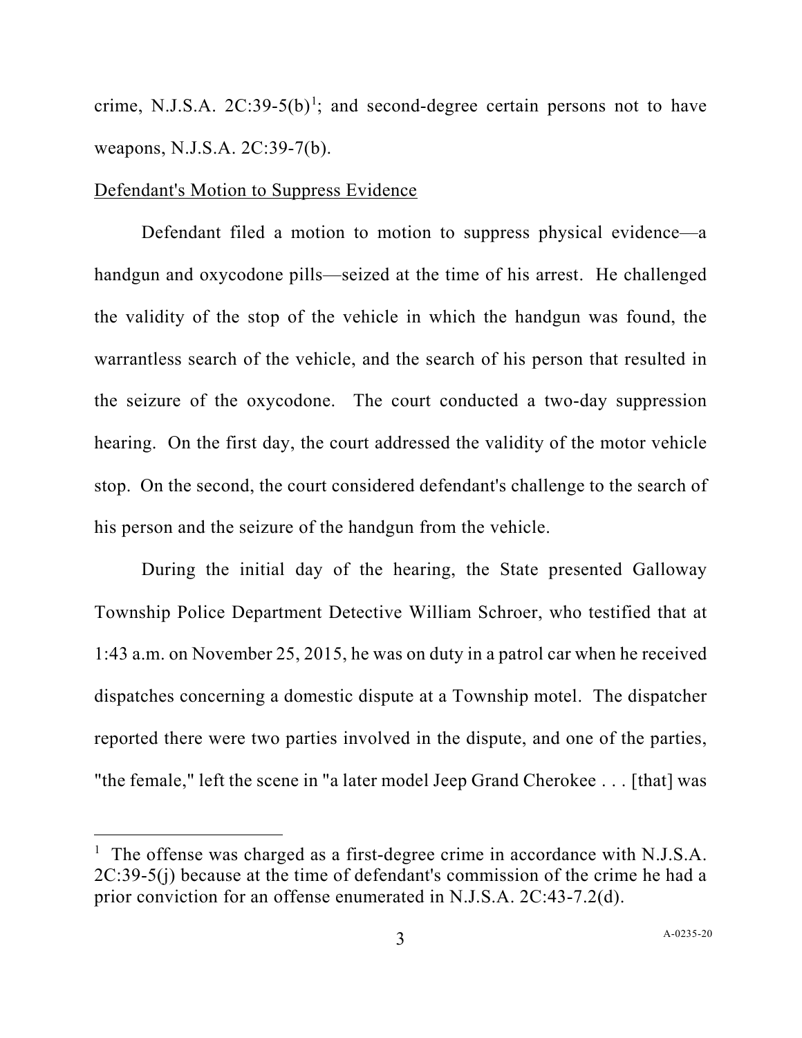crime, N.J.S.A. 2C:39-5(b)[1]; and second-degree certain persons not to have weapons, N.J.S.A. 2C:39-7(b).

Defendant's Motion to Suppress Evidence

Defendant filed a motion to motion to suppress physical evidence—a handgun and oxycodone pills—seized at the time of his arrest. He challenged the validity of the stop of the vehicle in which the handgun was found, the warrantless search of the vehicle, and the search of his person that resulted in the seizure of the oxycodone. The court conducted a two-day suppression hearing. On the first day, the court addressed the validity of the motor vehicle stop. On the second, the court considered defendant's challenge to the search of his person and the seizure of the handgun from the vehicle.

During the initial day of the hearing, the State presented Galloway Township Police Department Detective William Schroer, who testified that at 1:43 a.m. on November 25, 2015, he was on duty in a patrol car when he received dispatches concerning a domestic dispute at a Township motel. The dispatcher reported there were two parties involved in the dispute, and one of the parties, "the female," left the scene in "a later model Jeep Grand Cherokee . . . [that] was

---

[1] The offense was charged as a first-degree crime in accordance with N.J.S.A. 2C:39-5(j) because at the time of defendant's commission of the crime he had a prior conviction for an offense enumerated in N.J.S.A. 2C:43-7.2(d).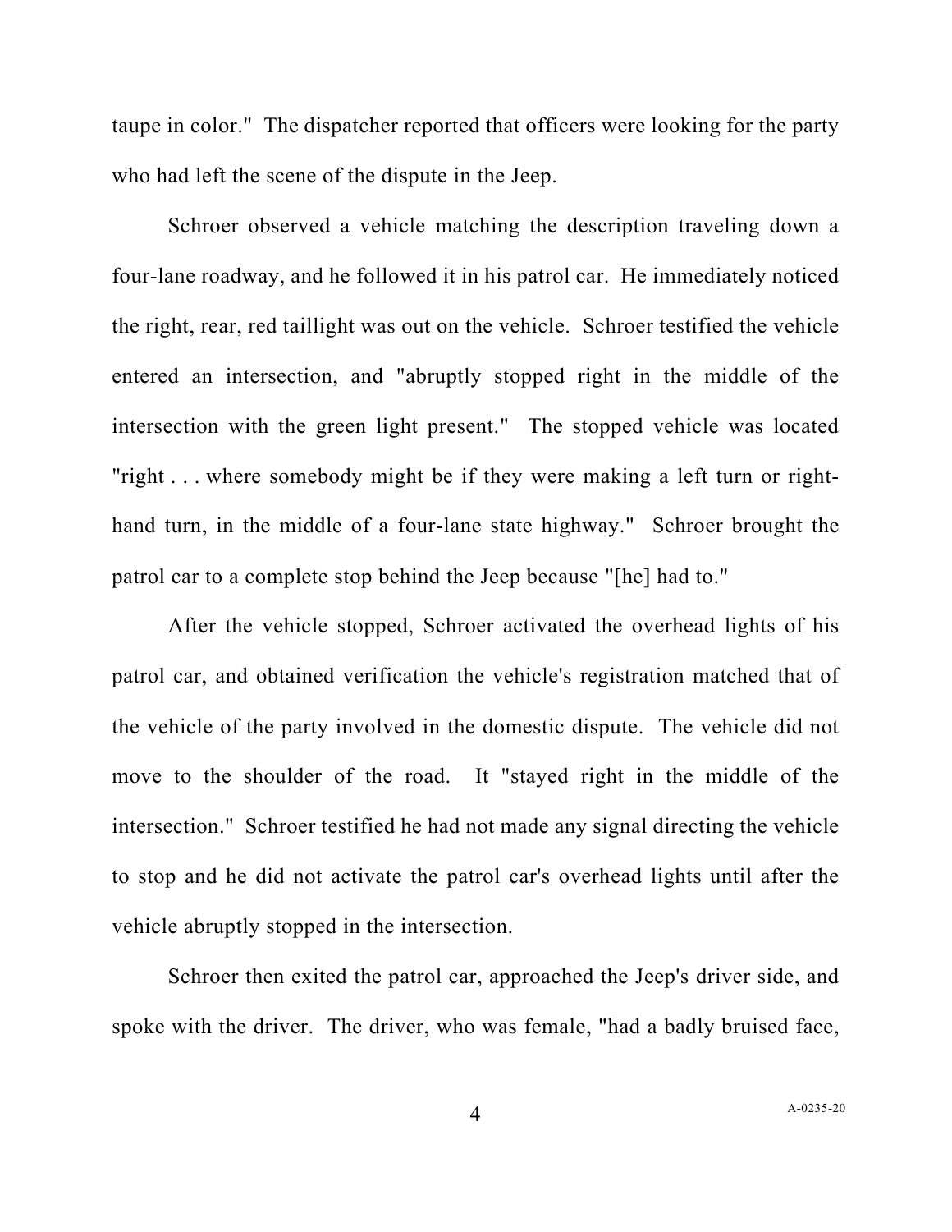taupe in color." The dispatcher reported that officers were looking for the party who had left the scene of the dispute in the Jeep.

Schroer observed a vehicle matching the description traveling down a four-lane roadway, and he followed it in his patrol car. He immediately noticed the right, rear, red taillight was out on the vehicle. Schroer testified the vehicle entered an intersection, and "abruptly stopped right in the middle of the intersection with the green light present." The stopped vehicle was located "right . . . where somebody might be if they were making a left turn or right-hand turn, in the middle of a four-lane state highway." Schroer brought the patrol car to a complete stop behind the Jeep because "[he] had to."

After the vehicle stopped, Schroer activated the overhead lights of his patrol car, and obtained verification the vehicle's registration matched that of the vehicle of the party involved in the domestic dispute. The vehicle did not move to the shoulder of the road. It "stayed right in the middle of the intersection." Schroer testified he had not made any signal directing the vehicle to stop and he did not activate the patrol car's overhead lights until after the vehicle abruptly stopped in the intersection.

Schroer then exited the patrol car, approached the Jeep's driver side, and spoke with the driver. The driver, who was female, "had a badly bruised face,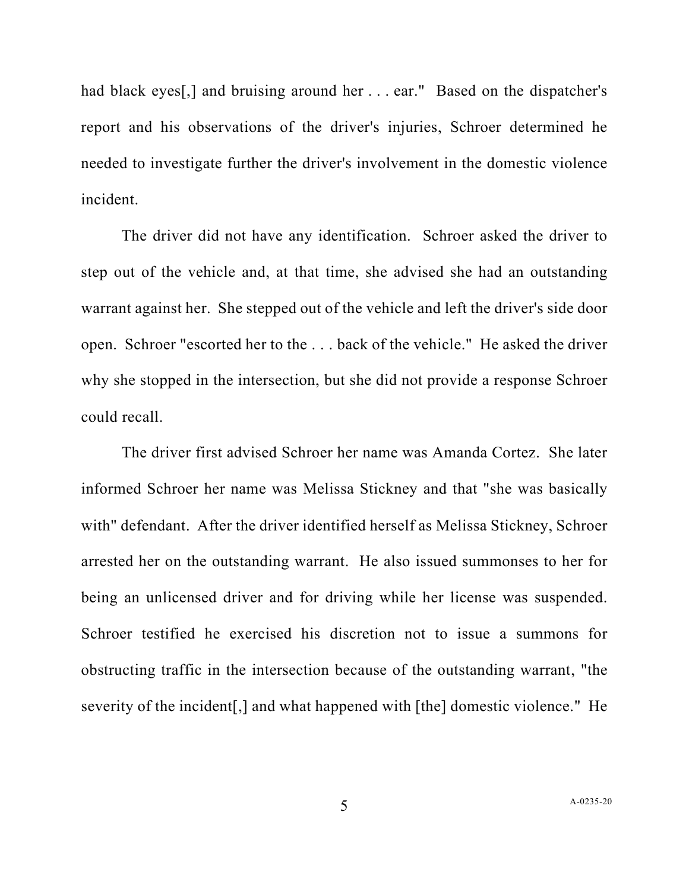had black eyes[,] and bruising around her . . . ear." Based on the dispatcher's report and his observations of the driver's injuries, Schroer determined he needed to investigate further the driver's involvement in the domestic violence incident.

The driver did not have any identification. Schroer asked the driver to step out of the vehicle and, at that time, she advised she had an outstanding warrant against her. She stepped out of the vehicle and left the driver's side door open. Schroer "escorted her to the . . . back of the vehicle." He asked the driver why she stopped in the intersection, but she did not provide a response Schroer could recall.

The driver first advised Schroer her name was Amanda Cortez. She later informed Schroer her name was Melissa Stickney and that "she was basically with" defendant. After the driver identified herself as Melissa Stickney, Schroer arrested her on the outstanding warrant. He also issued summonses to her for being an unlicensed driver and for driving while her license was suspended. Schroer testified he exercised his discretion not to issue a summons for obstructing traffic in the intersection because of the outstanding warrant, "the severity of the incident[,] and what happened with [the] domestic violence." He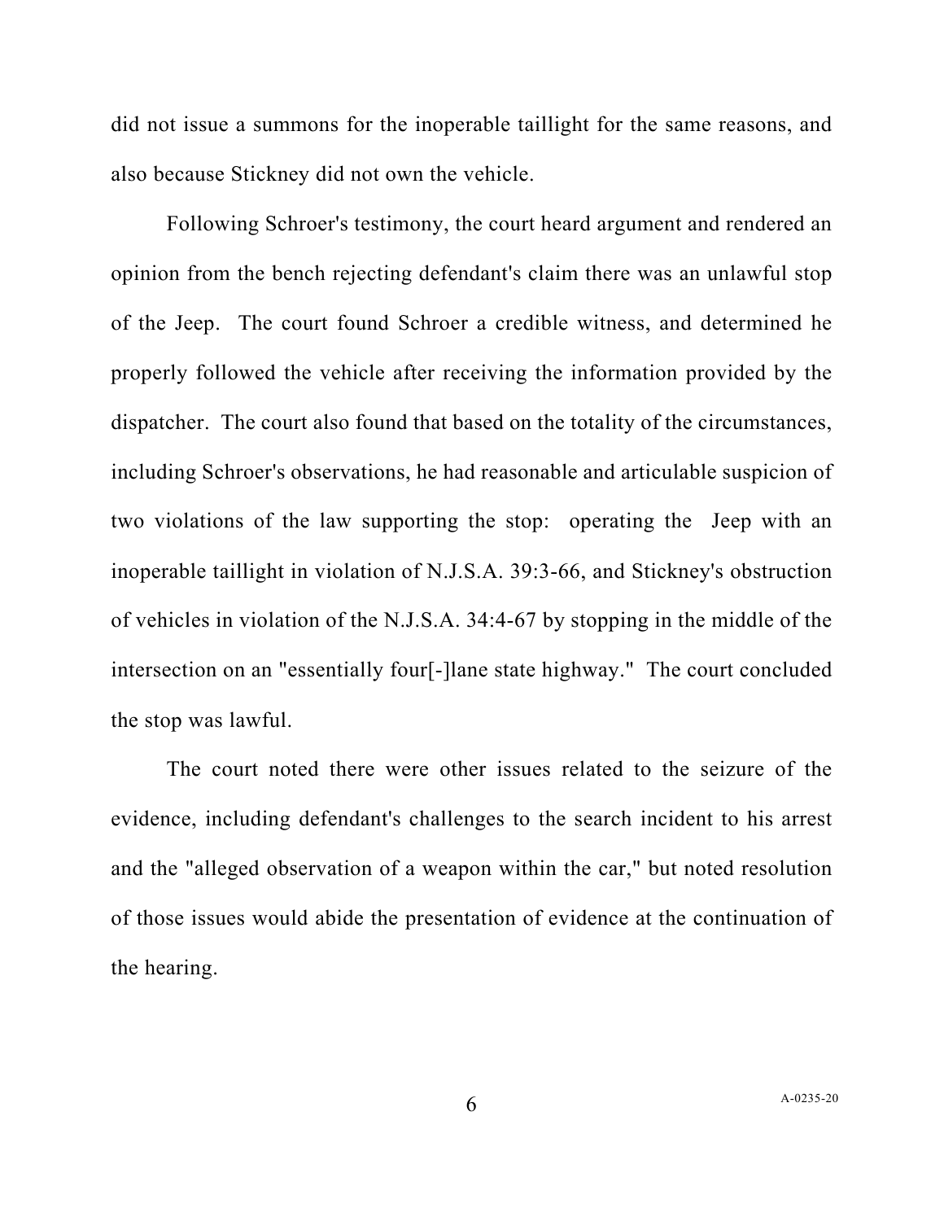did not issue a summons for the inoperable taillight for the same reasons, and also because Stickney did not own the vehicle.

Following Schroer's testimony, the court heard argument and rendered an opinion from the bench rejecting defendant's claim there was an unlawful stop of the Jeep. The court found Schroer a credible witness, and determined he properly followed the vehicle after receiving the information provided by the dispatcher. The court also found that based on the totality of the circumstances, including Schroer's observations, he had reasonable and articulable suspicion of two violations of the law supporting the stop: operating the Jeep with an inoperable taillight in violation of N.J.S.A. 39:3-66, and Stickney's obstruction of vehicles in violation of the N.J.S.A. 34:4-67 by stopping in the middle of the intersection on an "essentially four[-]lane state highway." The court concluded the stop was lawful.

The court noted there were other issues related to the seizure of the evidence, including defendant's challenges to the search incident to his arrest and the "alleged observation of a weapon within the car," but noted resolution of those issues would abide the presentation of evidence at the continuation of the hearing.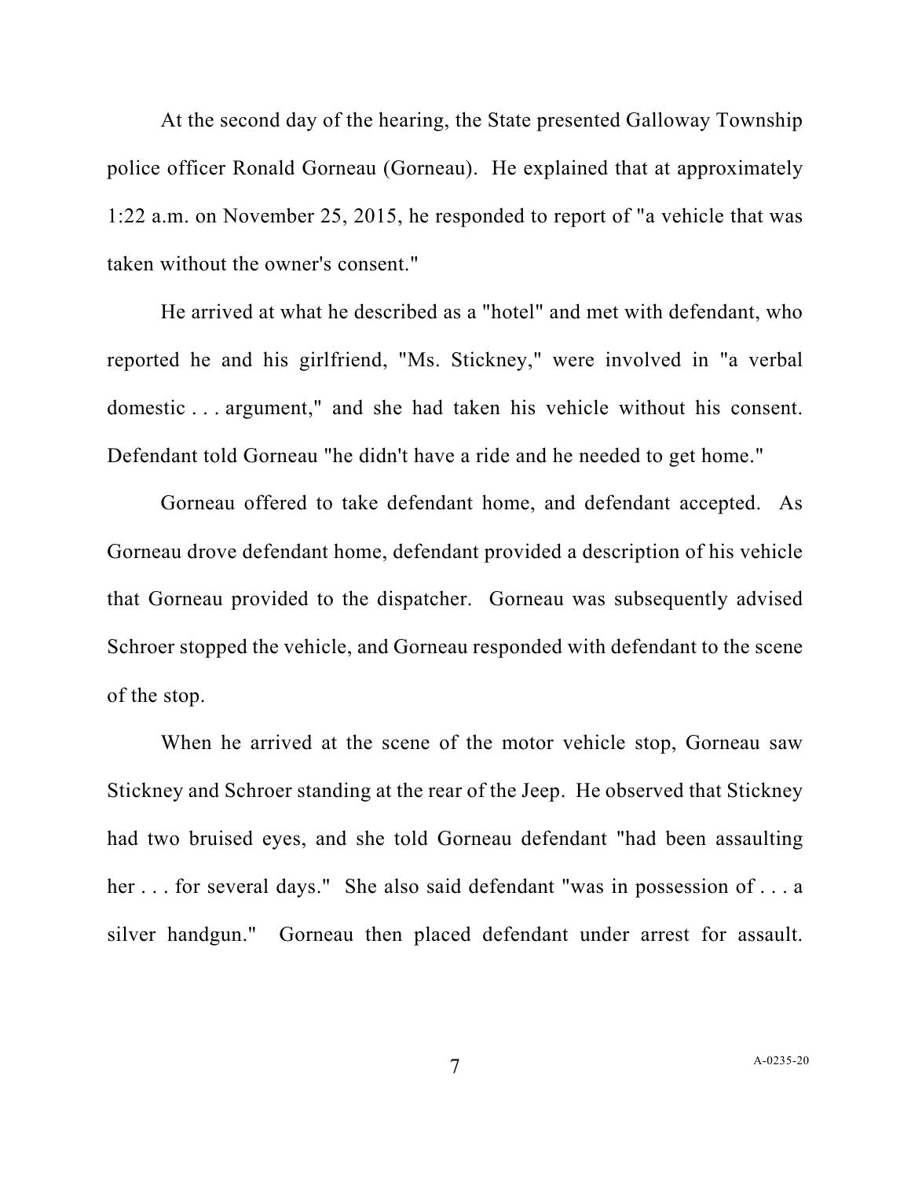At the second day of the hearing, the State presented Galloway Township police officer Ronald Gorneau (Gorneau). He explained that at approximately 1:22 a.m. on November 25, 2015, he responded to report of "a vehicle that was taken without the owner's consent."

He arrived at what he described as a "hotel" and met with defendant, who reported he and his girlfriend, "Ms. Stickney," were involved in "a verbal domestic . . . argument," and she had taken his vehicle without his consent. Defendant told Gorneau "he didn't have a ride and he needed to get home."

Gorneau offered to take defendant home, and defendant accepted. As Gorneau drove defendant home, defendant provided a description of his vehicle that Gorneau provided to the dispatcher. Gorneau was subsequently advised Schroer stopped the vehicle, and Gorneau responded with defendant to the scene of the stop.

When he arrived at the scene of the motor vehicle stop, Gorneau saw Stickney and Schroer standing at the rear of the Jeep. He observed that Stickney had two bruised eyes, and she told Gorneau defendant "had been assaulting her . . . for several days." She also said defendant "was in possession of . . . a silver handgun." Gorneau then placed defendant under arrest for assault.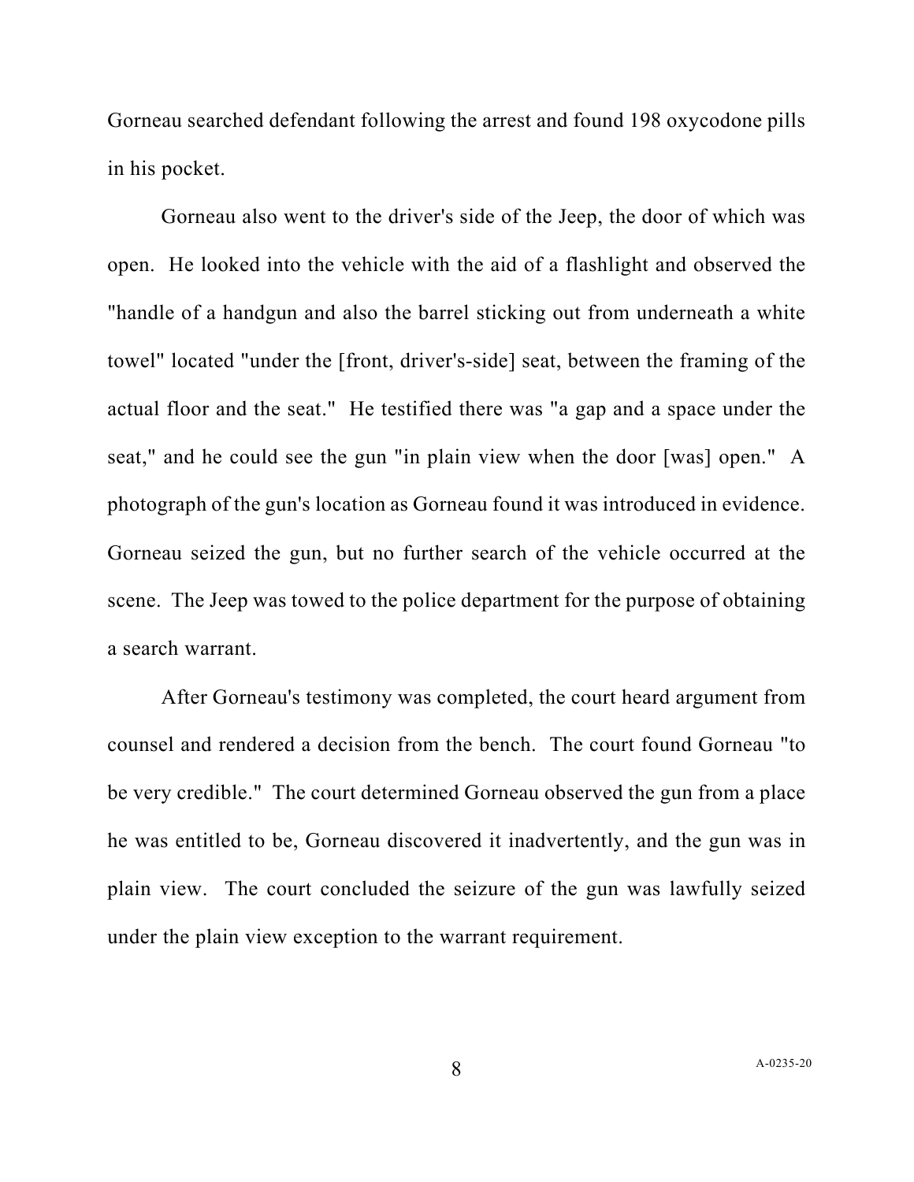Gorneau searched defendant following the arrest and found 198 oxycodone pills in his pocket.

Gorneau also went to the driver's side of the Jeep, the door of which was open. He looked into the vehicle with the aid of a flashlight and observed the "handle of a handgun and also the barrel sticking out from underneath a white towel" located "under the [front, driver's-side] seat, between the framing of the actual floor and the seat." He testified there was "a gap and a space under the seat," and he could see the gun "in plain view when the door [was] open." A photograph of the gun's location as Gorneau found it was introduced in evidence. Gorneau seized the gun, but no further search of the vehicle occurred at the scene. The Jeep was towed to the police department for the purpose of obtaining a search warrant.

After Gorneau's testimony was completed, the court heard argument from counsel and rendered a decision from the bench. The court found Gorneau "to be very credible." The court determined Gorneau observed the gun from a place he was entitled to be, Gorneau discovered it inadvertently, and the gun was in plain view. The court concluded the seizure of the gun was lawfully seized under the plain view exception to the warrant requirement.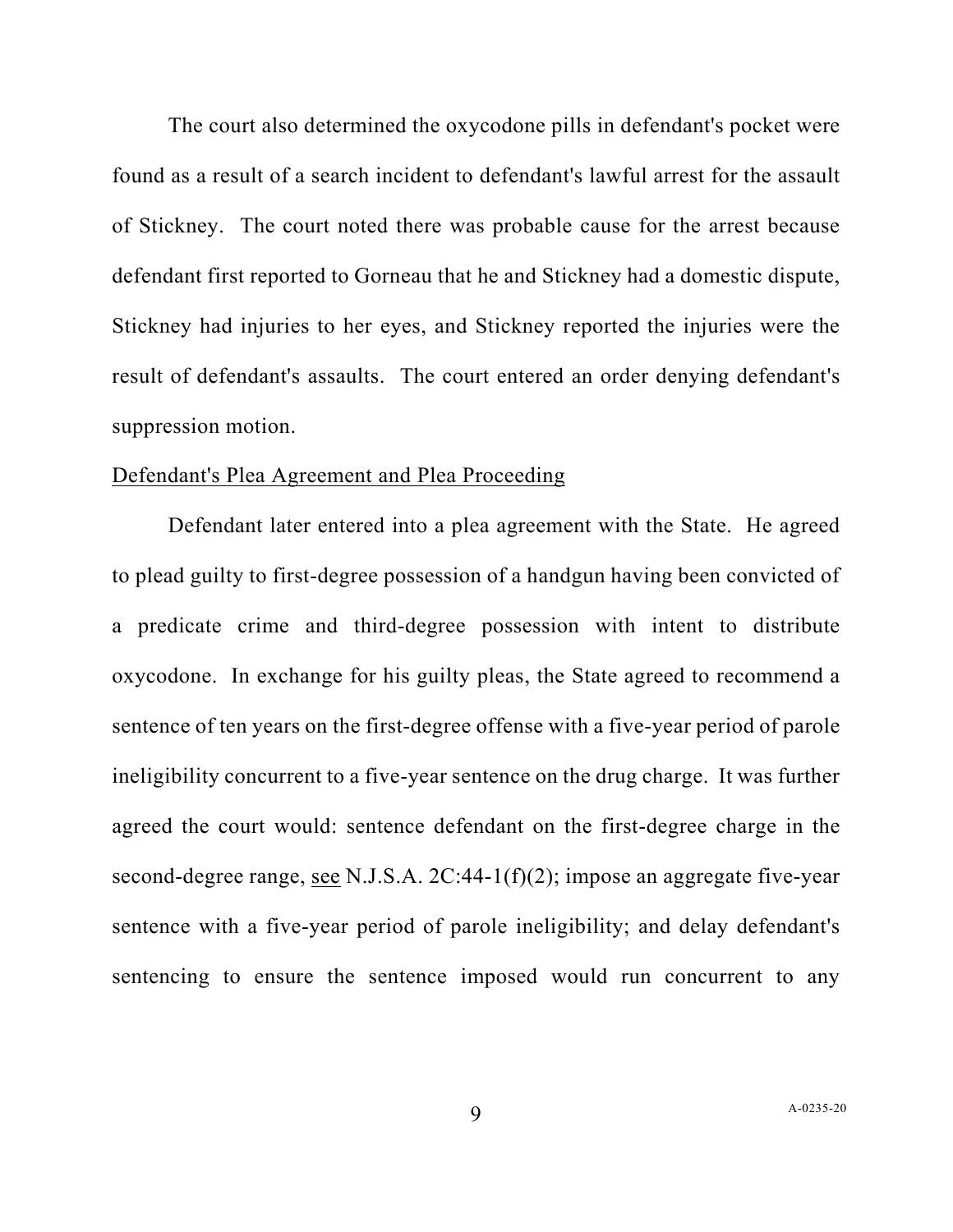The court also determined the oxycodone pills in defendant's pocket were found as a result of a search incident to defendant's lawful arrest for the assault of Stickney. The court noted there was probable cause for the arrest because defendant first reported to Gorneau that he and Stickney had a domestic dispute, Stickney had injuries to her eyes, and Stickney reported the injuries were the result of defendant's assaults. The court entered an order denying defendant's suppression motion.

<u>Defendant's Plea Agreement and Plea Proceeding</u>

Defendant later entered into a plea agreement with the State. He agreed to plead guilty to first-degree possession of a handgun having been convicted of a predicate crime and third-degree possession with intent to distribute oxycodone. In exchange for his guilty pleas, the State agreed to recommend a sentence of ten years on the first-degree offense with a five-year period of parole ineligibility concurrent to a five-year sentence on the drug charge. It was further agreed the court would: sentence defendant on the first-degree charge in the second-degree range, <u>see</u> N.J.S.A. 2C:44-1(f)(2); impose an aggregate five-year sentence with a five-year period of parole ineligibility; and delay defendant's sentencing to ensure the sentence imposed would run concurrent to any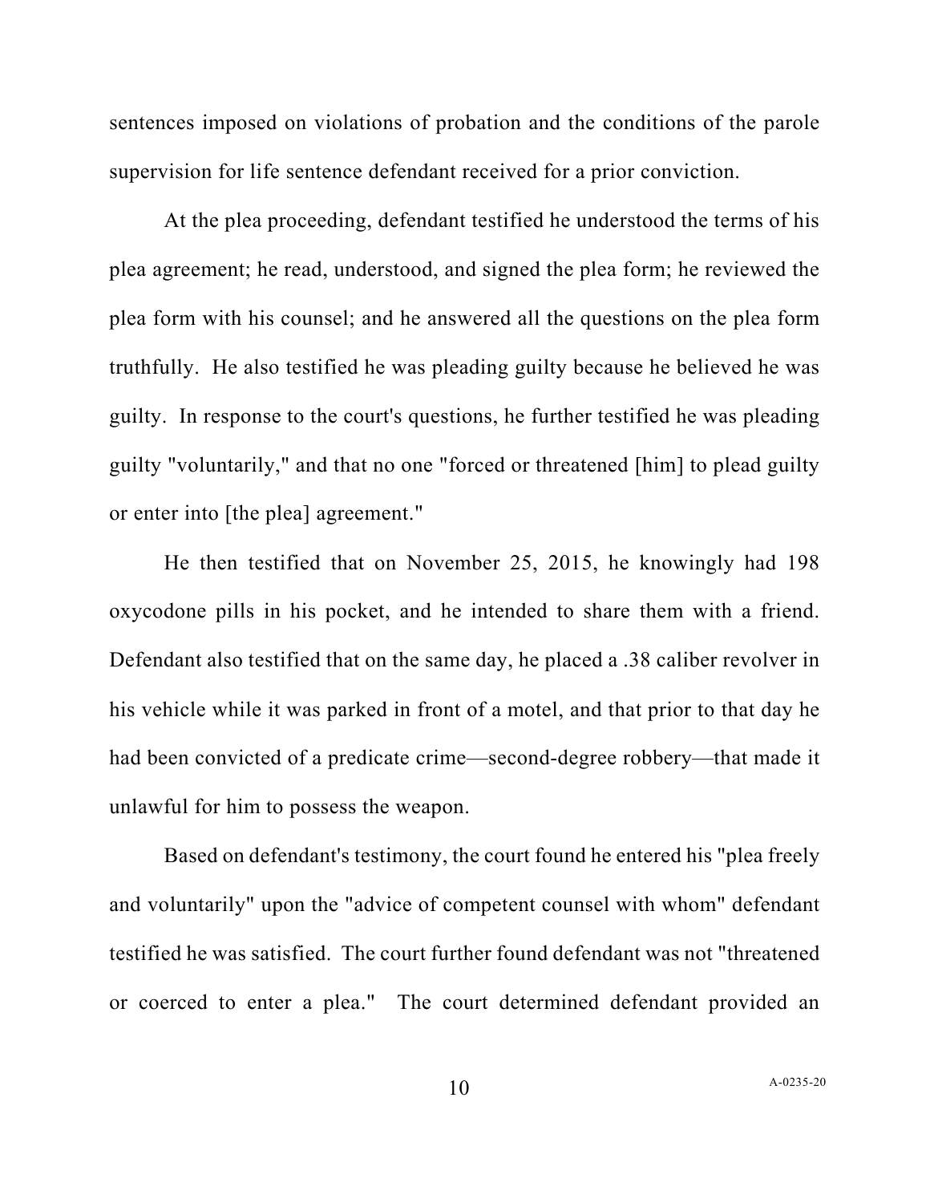sentences imposed on violations of probation and the conditions of the parole supervision for life sentence defendant received for a prior conviction.

At the plea proceeding, defendant testified he understood the terms of his plea agreement; he read, understood, and signed the plea form; he reviewed the plea form with his counsel; and he answered all the questions on the plea form truthfully. He also testified he was pleading guilty because he believed he was guilty. In response to the court's questions, he further testified he was pleading guilty "voluntarily," and that no one "forced or threatened [him] to plead guilty or enter into [the plea] agreement."

He then testified that on November 25, 2015, he knowingly had 198 oxycodone pills in his pocket, and he intended to share them with a friend. Defendant also testified that on the same day, he placed a .38 caliber revolver in his vehicle while it was parked in front of a motel, and that prior to that day he had been convicted of a predicate crime—second-degree robbery—that made it unlawful for him to possess the weapon.

Based on defendant's testimony, the court found he entered his "plea freely and voluntarily" upon the "advice of competent counsel with whom" defendant testified he was satisfied. The court further found defendant was not "threatened or coerced to enter a plea." The court determined defendant provided an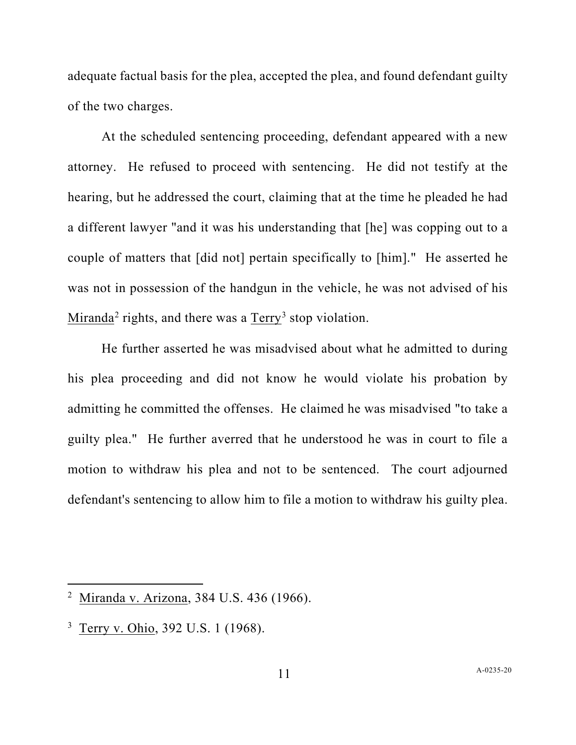adequate factual basis for the plea, accepted the plea, and found defendant guilty of the two charges.

At the scheduled sentencing proceeding, defendant appeared with a new attorney. He refused to proceed with sentencing. He did not testify at the hearing, but he addressed the court, claiming that at the time he pleaded he had a different lawyer "and it was his understanding that [he] was copping out to a couple of matters that [did not] pertain specifically to [him]." He asserted he was not in possession of the handgun in the vehicle, he was not advised of his Miranda[2] rights, and there was a Terry[3] stop violation.

He further asserted he was misadvised about what he admitted to during his plea proceeding and did not know he would violate his probation by admitting he committed the offenses. He claimed he was misadvised "to take a guilty plea." He further averred that he understood he was in court to file a motion to withdraw his plea and not to be sentenced. The court adjourned defendant's sentencing to allow him to file a motion to withdraw his guilty plea.

---

[2] Miranda v. Arizona, 384 U.S. 436 (1966).

[3] Terry v. Ohio, 392 U.S. 1 (1968).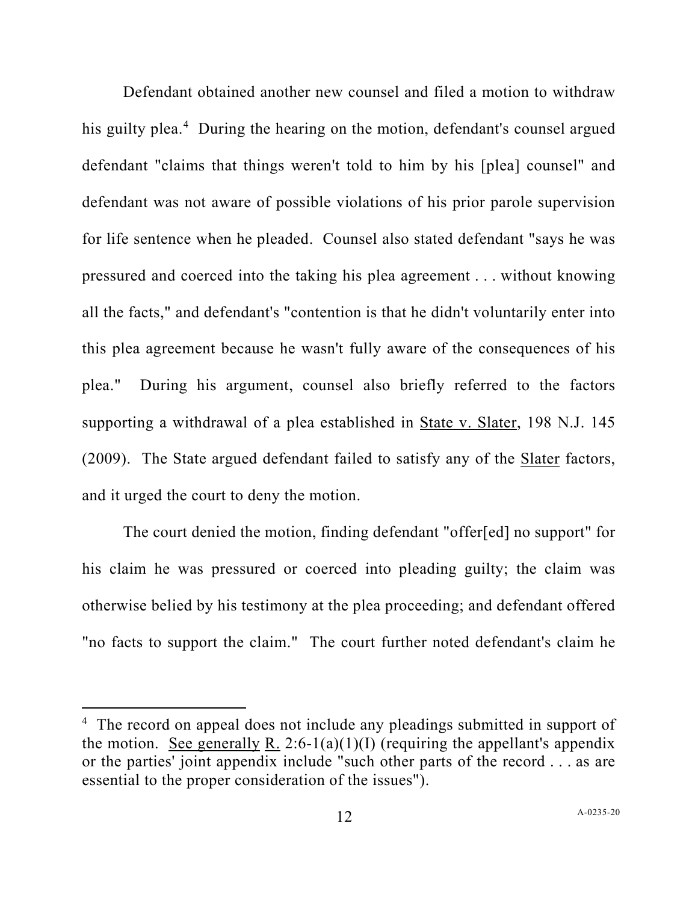Defendant obtained another new counsel and filed a motion to withdraw his guilty plea.[4] During the hearing on the motion, defendant's counsel argued defendant "claims that things weren't told to him by his [plea] counsel" and defendant was not aware of possible violations of his prior parole supervision for life sentence when he pleaded. Counsel also stated defendant "says he was pressured and coerced into the taking his plea agreement . . . without knowing all the facts," and defendant's "contention is that he didn't voluntarily enter into this plea agreement because he wasn't fully aware of the consequences of his plea." During his argument, counsel also briefly referred to the factors supporting a withdrawal of a plea established in State v. Slater, 198 N.J. 145 (2009). The State argued defendant failed to satisfy any of the Slater factors, and it urged the court to deny the motion.

The court denied the motion, finding defendant "offer[ed] no support" for his claim he was pressured or coerced into pleading guilty; the claim was otherwise belied by his testimony at the plea proceeding; and defendant offered "no facts to support the claim." The court further noted defendant's claim he

---

[4] The record on appeal does not include any pleadings submitted in support of the motion. See generally R. 2:6-1(a)(1)(I) (requiring the appellant's appendix or the parties' joint appendix include "such other parts of the record . . . as are essential to the proper consideration of the issues").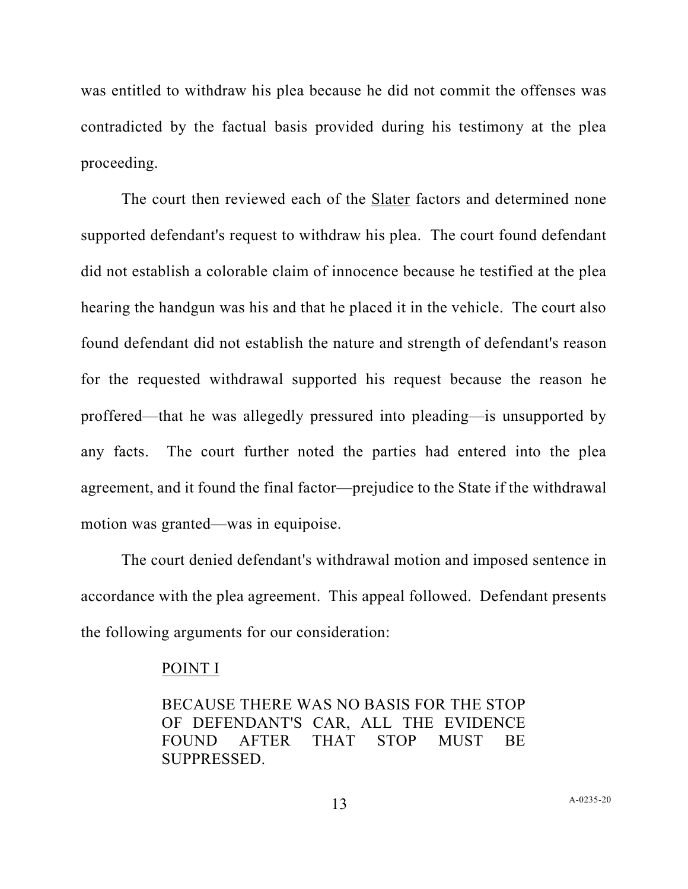was entitled to withdraw his plea because he did not commit the offenses was contradicted by the factual basis provided during his testimony at the plea proceeding.

The court then reviewed each of the Slater factors and determined none supported defendant's request to withdraw his plea. The court found defendant did not establish a colorable claim of innocence because he testified at the plea hearing the handgun was his and that he placed it in the vehicle. The court also found defendant did not establish the nature and strength of defendant's reason for the requested withdrawal supported his request because the reason he proffered—that he was allegedly pressured into pleading—is unsupported by any facts. The court further noted the parties had entered into the plea agreement, and it found the final factor—prejudice to the State if the withdrawal motion was granted—was in equipoise.

The court denied defendant's withdrawal motion and imposed sentence in accordance with the plea agreement. This appeal followed. Defendant presents the following arguments for our consideration:

POINT I

BECAUSE THERE WAS NO BASIS FOR THE STOP OF DEFENDANT'S CAR, ALL THE EVIDENCE FOUND AFTER THAT STOP MUST BE SUPPRESSED.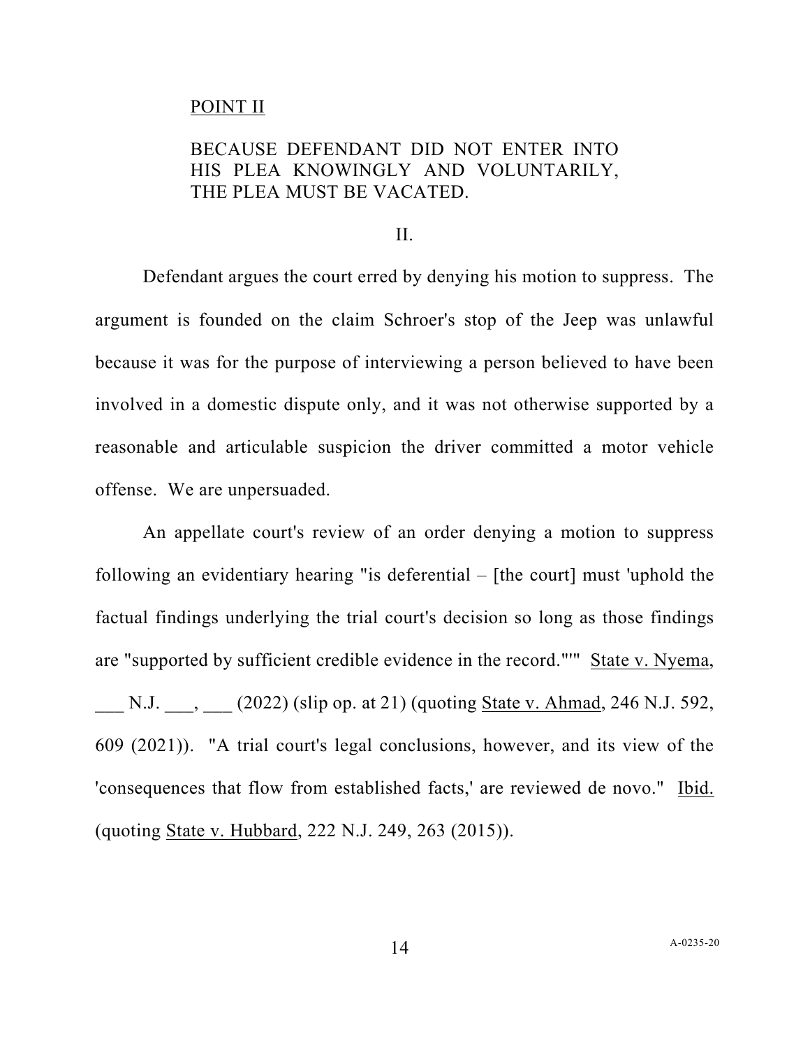POINT II

BECAUSE DEFENDANT DID NOT ENTER INTO HIS PLEA KNOWINGLY AND VOLUNTARILY, THE PLEA MUST BE VACATED.

II.

Defendant argues the court erred by denying his motion to suppress. The argument is founded on the claim Schroer's stop of the Jeep was unlawful because it was for the purpose of interviewing a person believed to have been involved in a domestic dispute only, and it was not otherwise supported by a reasonable and articulable suspicion the driver committed a motor vehicle offense. We are unpersuaded.

An appellate court's review of an order denying a motion to suppress following an evidentiary hearing "is deferential – [the court] must 'uphold the factual findings underlying the trial court's decision so long as those findings are "supported by sufficient credible evidence in the record."'" State v. Nyema, ___ N.J. ___, ___ (2022) (slip op. at 21) (quoting State v. Ahmad, 246 N.J. 592, 609 (2021)). "A trial court's legal conclusions, however, and its view of the 'consequences that flow from established facts,' are reviewed de novo." Ibid. (quoting State v. Hubbard, 222 N.J. 249, 263 (2015)).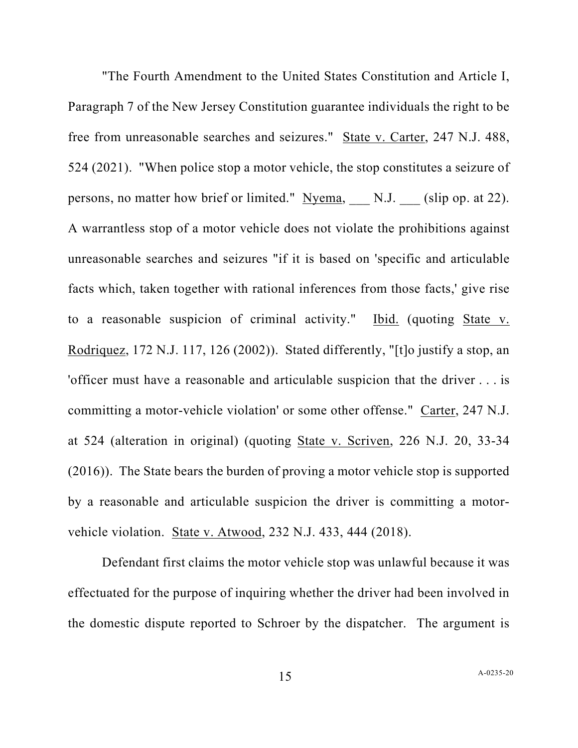"The Fourth Amendment to the United States Constitution and Article I, Paragraph 7 of the New Jersey Constitution guarantee individuals the right to be free from unreasonable searches and seizures." State v. Carter, 247 N.J. 488, 524 (2021). "When police stop a motor vehicle, the stop constitutes a seizure of persons, no matter how brief or limited." Nyema, ___ N.J. ___ (slip op. at 22). A warrantless stop of a motor vehicle does not violate the prohibitions against unreasonable searches and seizures "if it is based on 'specific and articulable facts which, taken together with rational inferences from those facts,' give rise to a reasonable suspicion of criminal activity." Ibid. (quoting State v. Rodriquez, 172 N.J. 117, 126 (2002)). Stated differently, "[t]o justify a stop, an 'officer must have a reasonable and articulable suspicion that the driver . . . is committing a motor-vehicle violation' or some other offense." Carter, 247 N.J. at 524 (alteration in original) (quoting State v. Scriven, 226 N.J. 20, 33-34 (2016)). The State bears the burden of proving a motor vehicle stop is supported by a reasonable and articulable suspicion the driver is committing a motor-vehicle violation. State v. Atwood, 232 N.J. 433, 444 (2018).

Defendant first claims the motor vehicle stop was unlawful because it was effectuated for the purpose of inquiring whether the driver had been involved in the domestic dispute reported to Schroer by the dispatcher. The argument is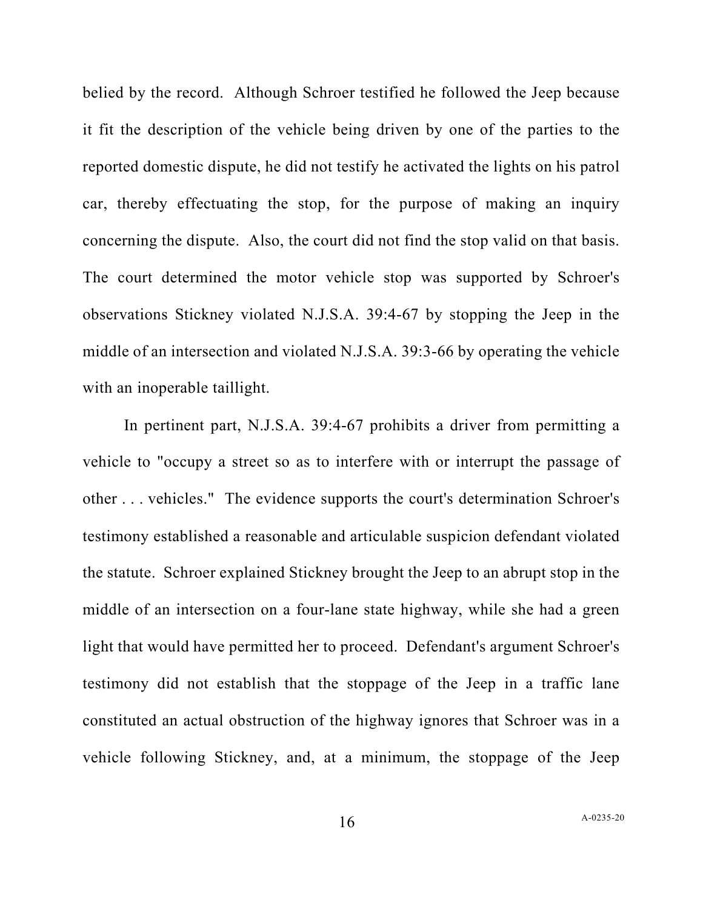belied by the record. Although Schroer testified he followed the Jeep because it fit the description of the vehicle being driven by one of the parties to the reported domestic dispute, he did not testify he activated the lights on his patrol car, thereby effectuating the stop, for the purpose of making an inquiry concerning the dispute. Also, the court did not find the stop valid on that basis. The court determined the motor vehicle stop was supported by Schroer's observations Stickney violated N.J.S.A. 39:4-67 by stopping the Jeep in the middle of an intersection and violated N.J.S.A. 39:3-66 by operating the vehicle with an inoperable taillight.

In pertinent part, N.J.S.A. 39:4-67 prohibits a driver from permitting a vehicle to "occupy a street so as to interfere with or interrupt the passage of other . . . vehicles." The evidence supports the court's determination Schroer's testimony established a reasonable and articulable suspicion defendant violated the statute. Schroer explained Stickney brought the Jeep to an abrupt stop in the middle of an intersection on a four-lane state highway, while she had a green light that would have permitted her to proceed. Defendant's argument Schroer's testimony did not establish that the stoppage of the Jeep in a traffic lane constituted an actual obstruction of the highway ignores that Schroer was in a vehicle following Stickney, and, at a minimum, the stoppage of the Jeep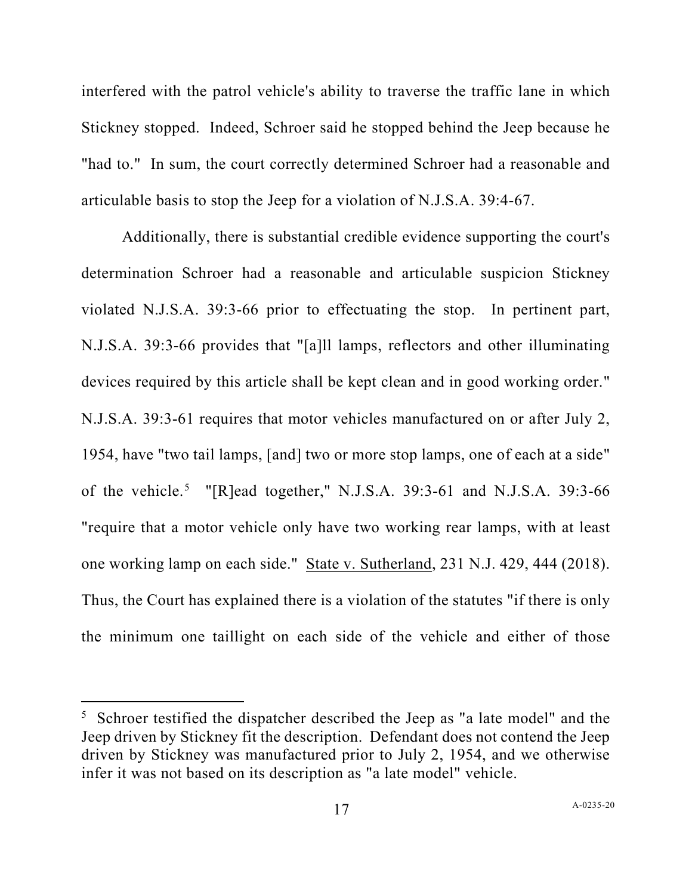interfered with the patrol vehicle's ability to traverse the traffic lane in which Stickney stopped. Indeed, Schroer said he stopped behind the Jeep because he "had to." In sum, the court correctly determined Schroer had a reasonable and articulable basis to stop the Jeep for a violation of N.J.S.A. 39:4-67.

Additionally, there is substantial credible evidence supporting the court's determination Schroer had a reasonable and articulable suspicion Stickney violated N.J.S.A. 39:3-66 prior to effectuating the stop. In pertinent part, N.J.S.A. 39:3-66 provides that "[a]ll lamps, reflectors and other illuminating devices required by this article shall be kept clean and in good working order." N.J.S.A. 39:3-61 requires that motor vehicles manufactured on or after July 2, 1954, have "two tail lamps, [and] two or more stop lamps, one of each at a side" of the vehicle.[5] "[R]ead together," N.J.S.A. 39:3-61 and N.J.S.A. 39:3-66 "require that a motor vehicle only have two working rear lamps, with at least one working lamp on each side." State v. Sutherland, 231 N.J. 429, 444 (2018). Thus, the Court has explained there is a violation of the statutes "if there is only the minimum one taillight on each side of the vehicle and either of those

---

[5] Schroer testified the dispatcher described the Jeep as "a late model" and the Jeep driven by Stickney fit the description. Defendant does not contend the Jeep driven by Stickney was manufactured prior to July 2, 1954, and we otherwise infer it was not based on its description as "a late model" vehicle.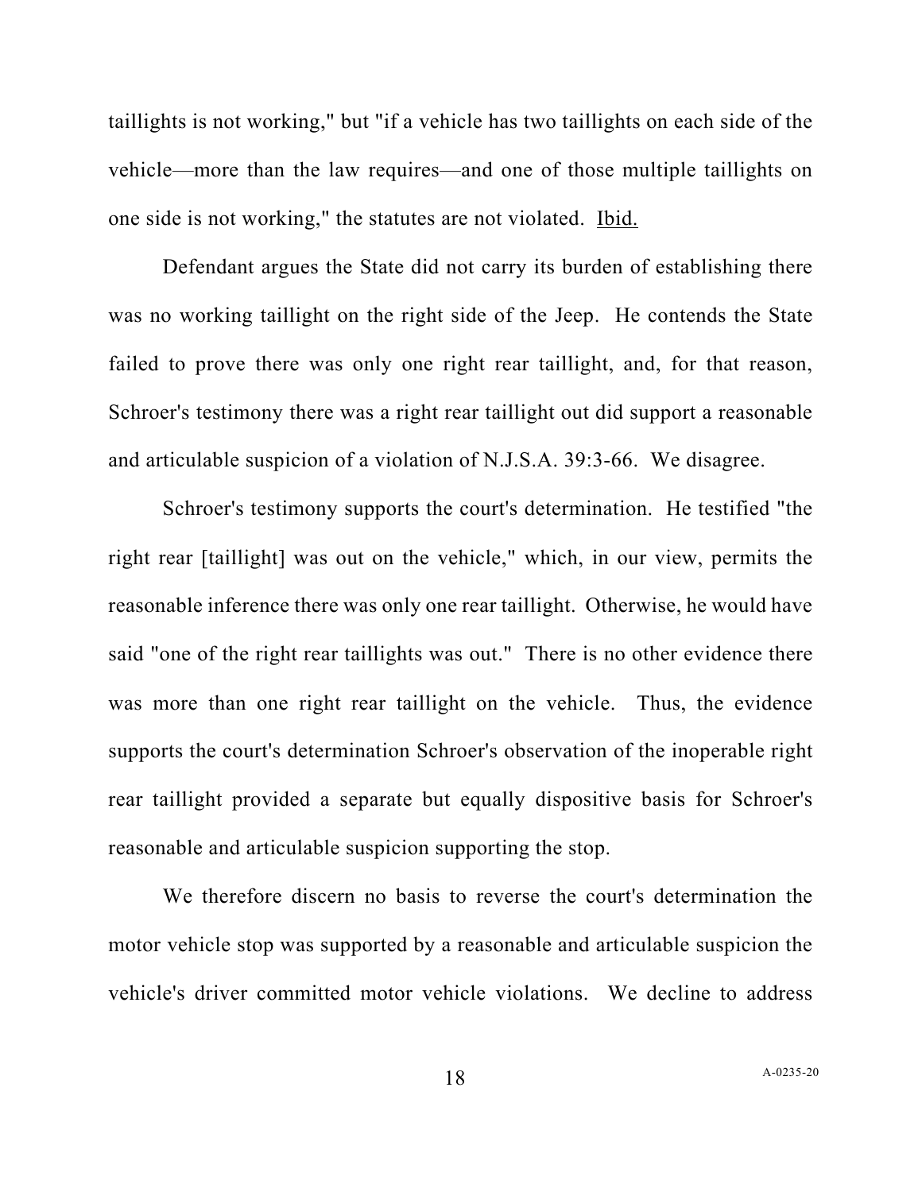taillights is not working," but "if a vehicle has two taillights on each side of the vehicle—more than the law requires—and one of those multiple taillights on one side is not working," the statutes are not violated. Ibid.

Defendant argues the State did not carry its burden of establishing there was no working taillight on the right side of the Jeep. He contends the State failed to prove there was only one right rear taillight, and, for that reason, Schroer's testimony there was a right rear taillight out did support a reasonable and articulable suspicion of a violation of N.J.S.A. 39:3-66. We disagree.

Schroer's testimony supports the court's determination. He testified "the right rear [taillight] was out on the vehicle," which, in our view, permits the reasonable inference there was only one rear taillight. Otherwise, he would have said "one of the right rear taillights was out." There is no other evidence there was more than one right rear taillight on the vehicle. Thus, the evidence supports the court's determination Schroer's observation of the inoperable right rear taillight provided a separate but equally dispositive basis for Schroer's reasonable and articulable suspicion supporting the stop.

We therefore discern no basis to reverse the court's determination the motor vehicle stop was supported by a reasonable and articulable suspicion the vehicle's driver committed motor vehicle violations. We decline to address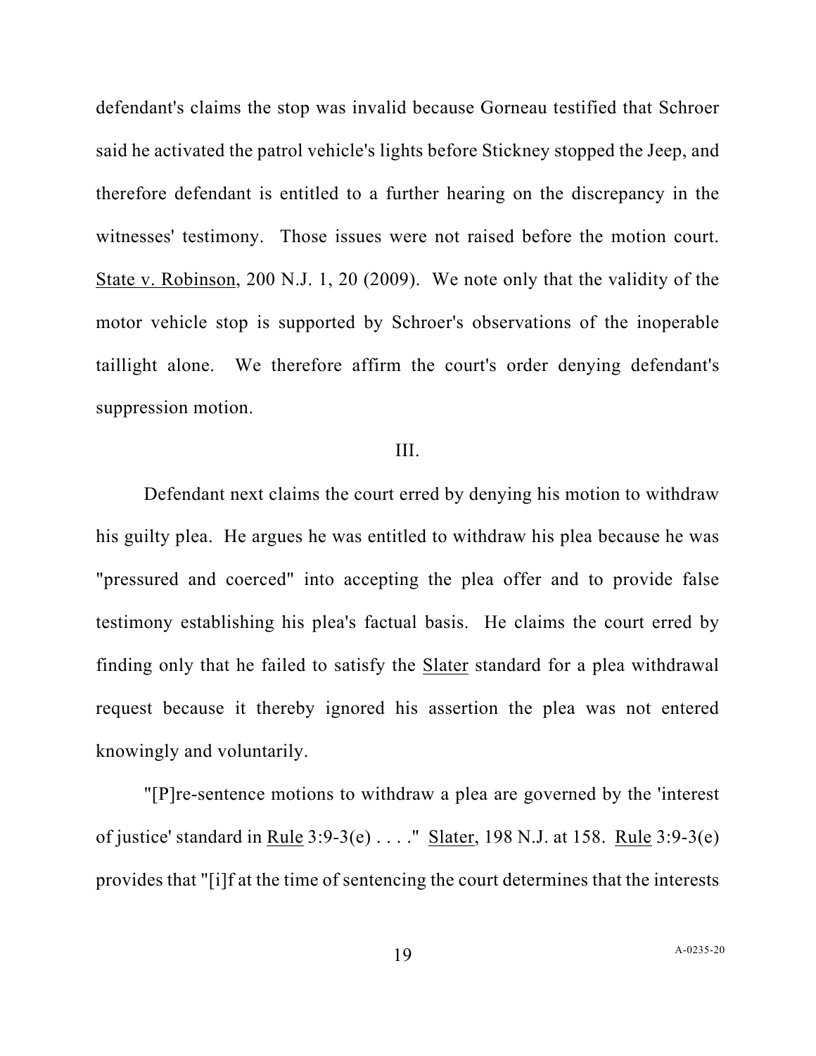defendant's claims the stop was invalid because Gorneau testified that Schroer said he activated the patrol vehicle's lights before Stickney stopped the Jeep, and therefore defendant is entitled to a further hearing on the discrepancy in the witnesses' testimony. Those issues were not raised before the motion court. State v. Robinson, 200 N.J. 1, 20 (2009). We note only that the validity of the motor vehicle stop is supported by Schroer's observations of the inoperable taillight alone. We therefore affirm the court's order denying defendant's suppression motion.

## III.

Defendant next claims the court erred by denying his motion to withdraw his guilty plea. He argues he was entitled to withdraw his plea because he was "pressured and coerced" into accepting the plea offer and to provide false testimony establishing his plea's factual basis. He claims the court erred by finding only that he failed to satisfy the Slater standard for a plea withdrawal request because it thereby ignored his assertion the plea was not entered knowingly and voluntarily.

"[P]re-sentence motions to withdraw a plea are governed by the 'interest of justice' standard in Rule 3:9-3(e) . . . ." Slater, 198 N.J. at 158. Rule 3:9-3(e) provides that "[i]f at the time of sentencing the court determines that the interests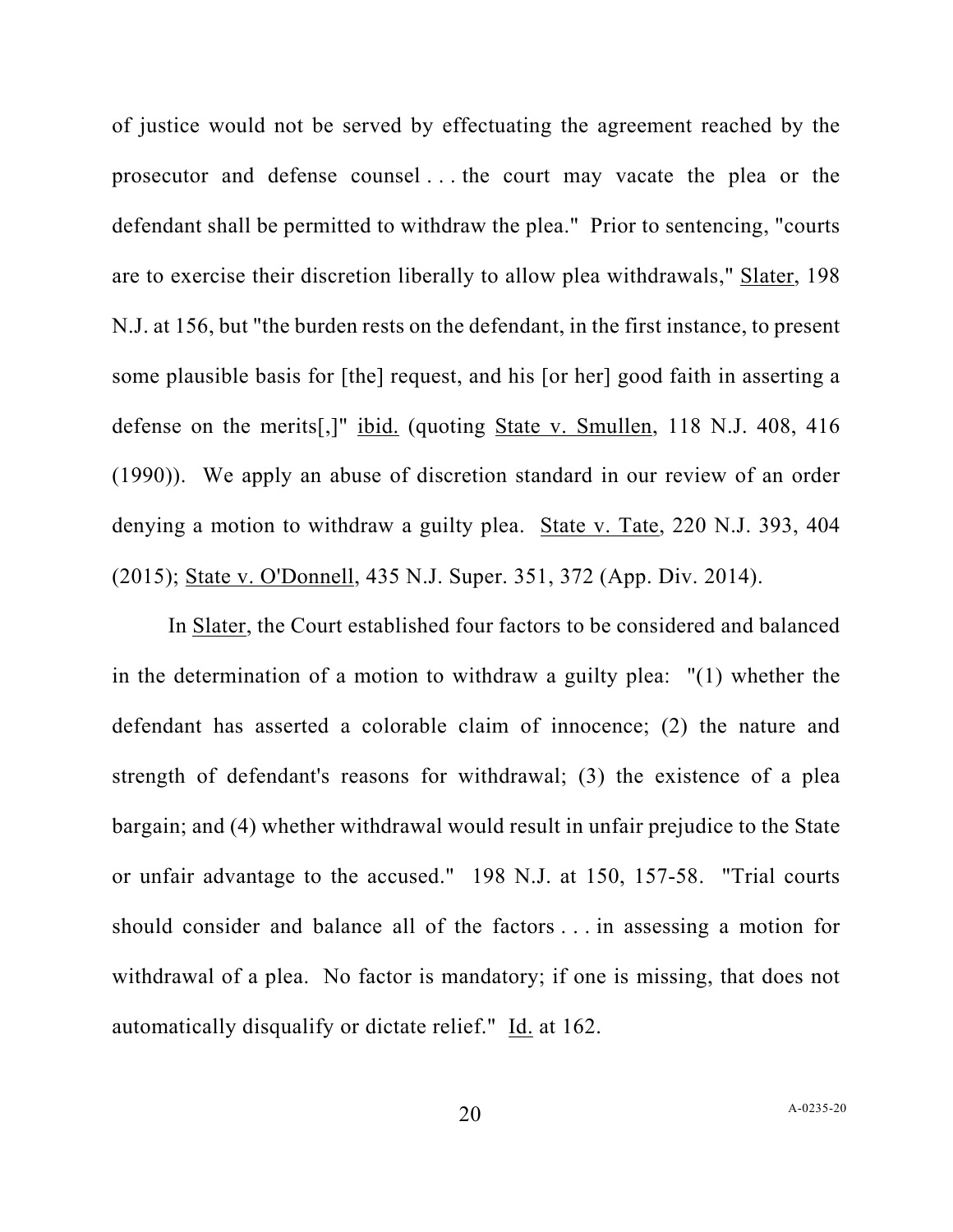of justice would not be served by effectuating the agreement reached by the prosecutor and defense counsel . . . the court may vacate the plea or the defendant shall be permitted to withdraw the plea." Prior to sentencing, "courts are to exercise their discretion liberally to allow plea withdrawals," Slater, 198 N.J. at 156, but "the burden rests on the defendant, in the first instance, to present some plausible basis for [the] request, and his [or her] good faith in asserting a defense on the merits[,]" ibid. (quoting State v. Smullen, 118 N.J. 408, 416 (1990)). We apply an abuse of discretion standard in our review of an order denying a motion to withdraw a guilty plea. State v. Tate, 220 N.J. 393, 404 (2015); State v. O'Donnell, 435 N.J. Super. 351, 372 (App. Div. 2014).

In Slater, the Court established four factors to be considered and balanced in the determination of a motion to withdraw a guilty plea: "(1) whether the defendant has asserted a colorable claim of innocence; (2) the nature and strength of defendant's reasons for withdrawal; (3) the existence of a plea bargain; and (4) whether withdrawal would result in unfair prejudice to the State or unfair advantage to the accused." 198 N.J. at 150, 157-58. "Trial courts should consider and balance all of the factors . . . in assessing a motion for withdrawal of a plea. No factor is mandatory; if one is missing, that does not automatically disqualify or dictate relief." Id. at 162.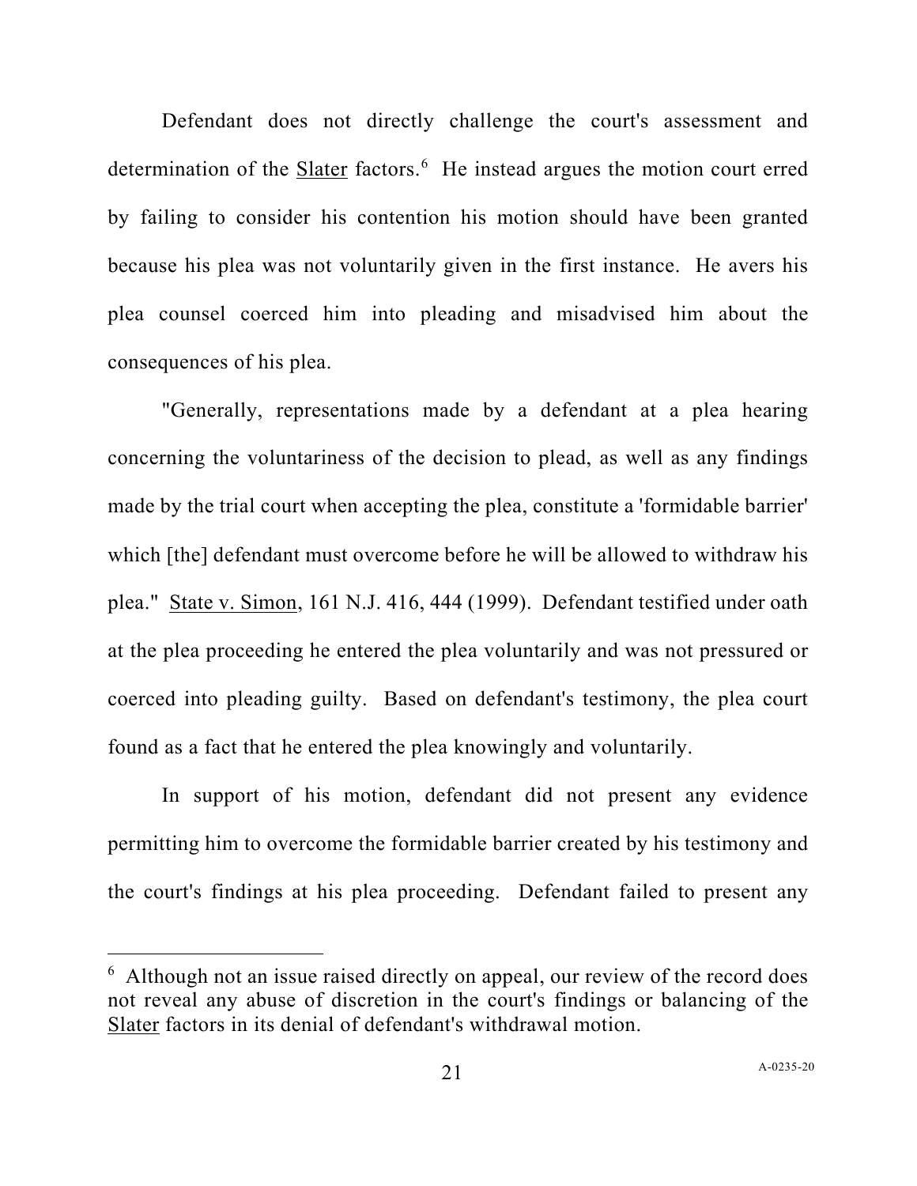Defendant does not directly challenge the court's assessment and determination of the Slater factors.[6] He instead argues the motion court erred by failing to consider his contention his motion should have been granted because his plea was not voluntarily given in the first instance. He avers his plea counsel coerced him into pleading and misadvised him about the consequences of his plea.

"Generally, representations made by a defendant at a plea hearing concerning the voluntariness of the decision to plead, as well as any findings made by the trial court when accepting the plea, constitute a 'formidable barrier' which [the] defendant must overcome before he will be allowed to withdraw his plea." State v. Simon, 161 N.J. 416, 444 (1999). Defendant testified under oath at the plea proceeding he entered the plea voluntarily and was not pressured or coerced into pleading guilty. Based on defendant's testimony, the plea court found as a fact that he entered the plea knowingly and voluntarily.

In support of his motion, defendant did not present any evidence permitting him to overcome the formidable barrier created by his testimony and the court's findings at his plea proceeding. Defendant failed to present any

[6] Although not an issue raised directly on appeal, our review of the record does not reveal any abuse of discretion in the court's findings or balancing of the Slater factors in its denial of defendant's withdrawal motion.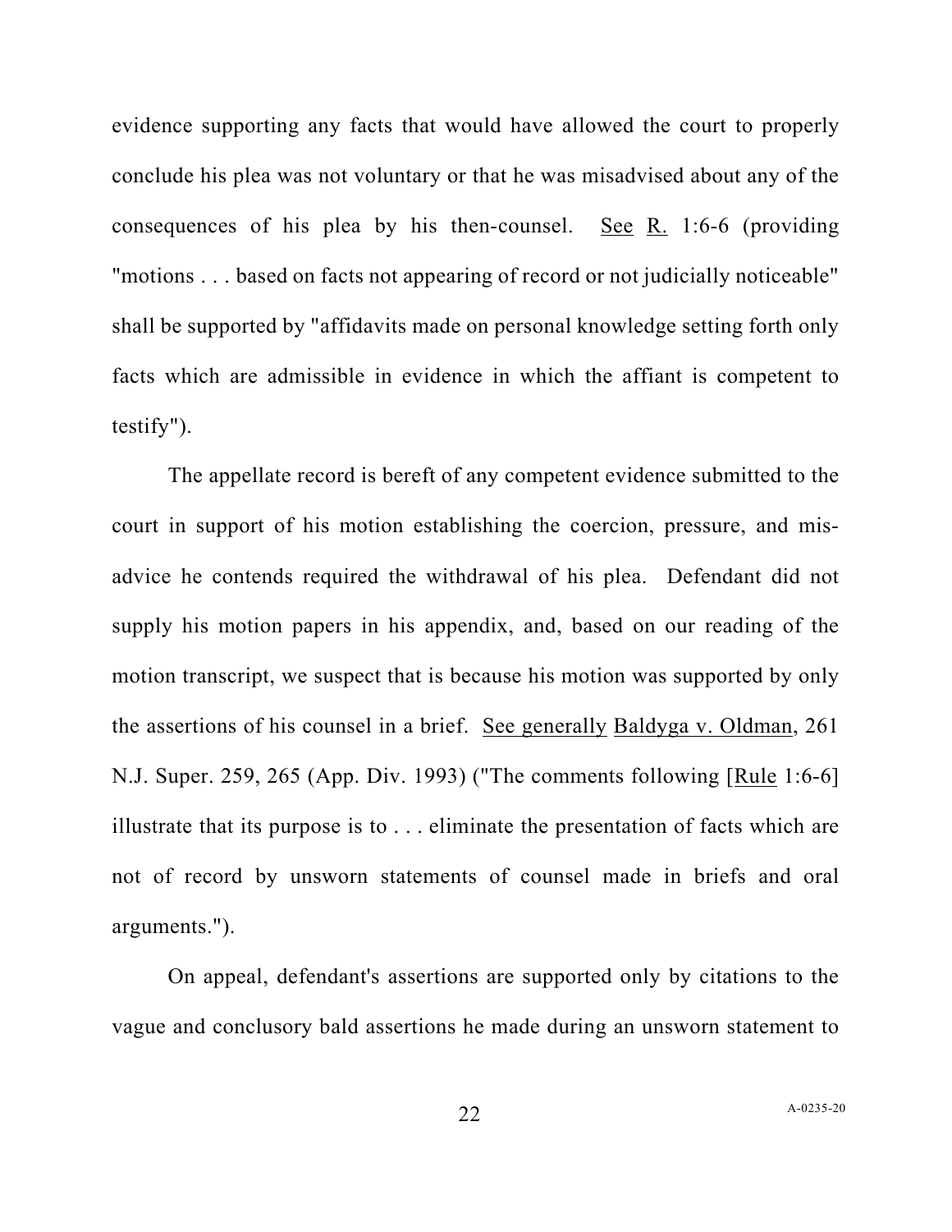evidence supporting any facts that would have allowed the court to properly conclude his plea was not voluntary or that he was misadvised about any of the consequences of his plea by his then-counsel. See R. 1:6-6 (providing "motions . . . based on facts not appearing of record or not judicially noticeable" shall be supported by "affidavits made on personal knowledge setting forth only facts which are admissible in evidence in which the affiant is competent to testify").

The appellate record is bereft of any competent evidence submitted to the court in support of his motion establishing the coercion, pressure, and mis-advice he contends required the withdrawal of his plea. Defendant did not supply his motion papers in his appendix, and, based on our reading of the motion transcript, we suspect that is because his motion was supported by only the assertions of his counsel in a brief. See generally Baldyga v. Oldman, 261 N.J. Super. 259, 265 (App. Div. 1993) ("The comments following [Rule 1:6-6] illustrate that its purpose is to . . . eliminate the presentation of facts which are not of record by unsworn statements of counsel made in briefs and oral arguments.").

On appeal, defendant's assertions are supported only by citations to the vague and conclusory bald assertions he made during an unsworn statement to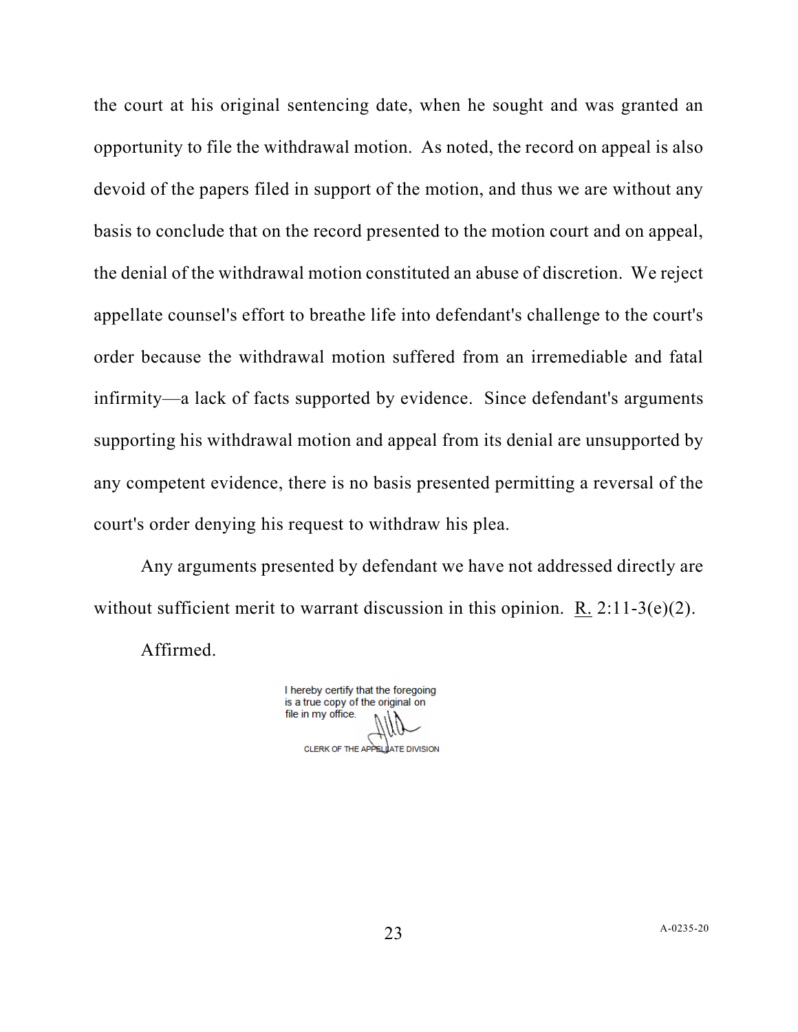the court at his original sentencing date, when he sought and was granted an opportunity to file the withdrawal motion. As noted, the record on appeal is also devoid of the papers filed in support of the motion, and thus we are without any basis to conclude that on the record presented to the motion court and on appeal, the denial of the withdrawal motion constituted an abuse of discretion. We reject appellate counsel's effort to breathe life into defendant's challenge to the court's order because the withdrawal motion suffered from an irremediable and fatal infirmity—a lack of facts supported by evidence. Since defendant's arguments supporting his withdrawal motion and appeal from its denial are unsupported by any competent evidence, there is no basis presented permitting a reversal of the court's order denying his request to withdraw his plea.

Any arguments presented by defendant we have not addressed directly are without sufficient merit to warrant discussion in this opinion. R. 2:11-3(e)(2).

Affirmed.

I hereby certify that the foregoing is a true copy of the original on file in my office.

CLERK OF THE APPELLATE DIVISION